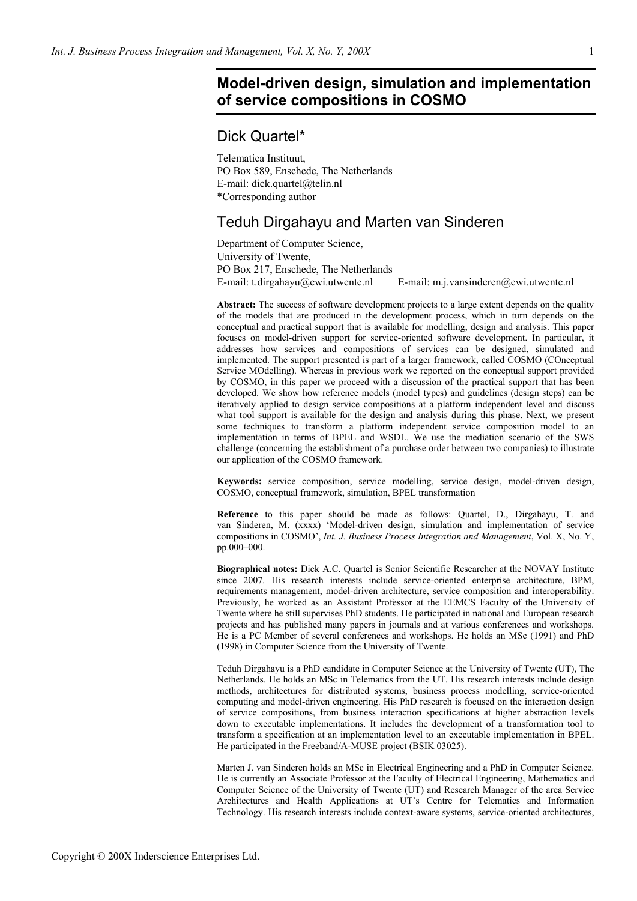# Model-driven design, simulation and implementation of service compositions in COSMO

## Dick Quartel*

Telematica Instituut,
PO Box 589, Enschede, The Netherlands
E-mail: dick.quartel@telin.nl
*Corresponding author

## Teduh Dirgahayu and Marten van Sinderen

Department of Computer Science,
University of Twente,
PO Box 217, Enschede, The Netherlands
E-mail: t.dirgahayu@ewi.utwente.nl E-mail: m.j.vansinderen@ewi.utwente.nl

**Abstract:** The success of software development projects to a large extent depends on the quality of the models that are produced in the development process, which in turn depends on the conceptual and practical support that is available for modelling, design and analysis. This paper focuses on model-driven support for service-oriented software development. In particular, it addresses how services and compositions of services can be designed, simulated and implemented. The support presented is part of a larger framework, called COSMO (COnceptual Service MOdelling). Whereas in previous work we reported on the conceptual support provided by COSMO, in this paper we proceed with a discussion of the practical support that has been developed. We show how reference models (model types) and guidelines (design steps) can be iteratively applied to design service compositions at a platform independent level and discuss what tool support is available for the design and analysis during this phase. Next, we present some techniques to transform a platform independent service composition model to an implementation in terms of BPEL and WSDL. We use the mediation scenario of the SWS challenge (concerning the establishment of a purchase order between two companies) to illustrate our application of the COSMO framework.

**Keywords:** service composition, service modelling, service design, model-driven design, COSMO, conceptual framework, simulation, BPEL transformation

**Reference** to this paper should be made as follows: Quartel, D., Dirgahayu, T. and van Sinderen, M. (xxxx) 'Model-driven design, simulation and implementation of service compositions in COSMO', *Int. J. Business Process Integration and Management*, Vol. X, No. Y, pp.000–000.

**Biographical notes:** Dick A.C. Quartel is Senior Scientific Researcher at the NOVAY Institute since 2007. His research interests include service-oriented enterprise architecture, BPM, requirements management, model-driven architecture, service composition and interoperability. Previously, he worked as an Assistant Professor at the EEMCS Faculty of the University of Twente where he still supervises PhD students. He participated in national and European research projects and has published many papers in journals and at various conferences and workshops. He is a PC Member of several conferences and workshops. He holds an MSc (1991) and PhD (1998) in Computer Science from the University of Twente.

Teduh Dirgahayu is a PhD candidate in Computer Science at the University of Twente (UT), The Netherlands. He holds an MSc in Telematics from the UT. His research interests include design methods, architectures for distributed systems, business process modelling, service-oriented computing and model-driven engineering. His PhD research is focused on the interaction design of service compositions, from business interaction specifications at higher abstraction levels down to executable implementations. It includes the development of a transformation tool to transform a specification at an implementation level to an executable implementation in BPEL. He participated in the Freeband/A-MUSE project (BSIK 03025).

Marten J. van Sinderen holds an MSc in Electrical Engineering and a PhD in Computer Science. He is currently an Associate Professor at the Faculty of Electrical Engineering, Mathematics and Computer Science of the University of Twente (UT) and Research Manager of the area Service Architectures and Health Applications at UT's Centre for Telematics and Information Technology. His research interests include context-aware systems, service-oriented architectures,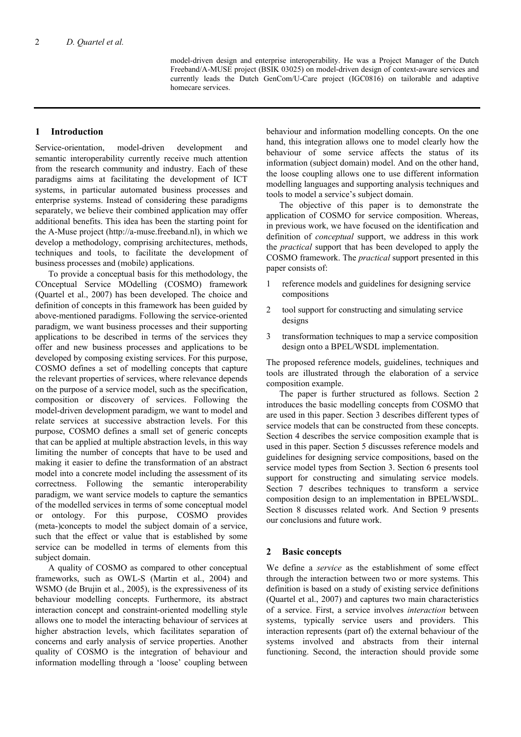model-driven design and enterprise interoperability. He was a Project Manager of the Dutch Freeband/A-MUSE project (BSIK 03025) on model-driven design of context-aware services and currently leads the Dutch GenCom/U-Care project (IGC0816) on tailorable and adaptive homecare services.

## 1 Introduction

Service-orientation, model-driven development and semantic interoperability currently receive much attention from the research community and industry. Each of these paradigms aims at facilitating the development of ICT systems, in particular automated business processes and enterprise systems. Instead of considering these paradigms separately, we believe their combined application may offer additional benefits. This idea has been the starting point for the A-Muse project (http://a-muse.freeband.nl), in which we develop a methodology, comprising architectures, methods, techniques and tools, to facilitate the development of business processes and (mobile) applications.

To provide a conceptual basis for this methodology, the COnceptual Service MOdelling (COSMO) framework (Quartel et al., 2007) has been developed. The choice and definition of concepts in this framework has been guided by above-mentioned paradigms. Following the service-oriented paradigm, we want business processes and their supporting applications to be described in terms of the services they offer and new business processes and applications to be developed by composing existing services. For this purpose, COSMO defines a set of modelling concepts that capture the relevant properties of services, where relevance depends on the purpose of a service model, such as the specification, composition or discovery of services. Following the model-driven development paradigm, we want to model and relate services at successive abstraction levels. For this purpose, COSMO defines a small set of generic concepts that can be applied at multiple abstraction levels, in this way limiting the number of concepts that have to be used and making it easier to define the transformation of an abstract model into a concrete model including the assessment of its correctness. Following the semantic interoperability paradigm, we want service models to capture the semantics of the modelled services in terms of some conceptual model or ontology. For this purpose, COSMO provides (meta-)concepts to model the subject domain of a service, such that the effect or value that is established by some service can be modelled in terms of elements from this subject domain.

A quality of COSMO as compared to other conceptual frameworks, such as OWL-S (Martin et al., 2004) and WSMO (de Brujin et al., 2005), is the expressiveness of its behaviour modelling concepts. Furthermore, its abstract interaction concept and constraint-oriented modelling style allows one to model the interacting behaviour of services at higher abstraction levels, which facilitates separation of concerns and early analysis of service properties. Another quality of COSMO is the integration of behaviour and information modelling through a 'loose' coupling between behaviour and information modelling concepts. On the one hand, this integration allows one to model clearly how the behaviour of some service affects the status of its information (subject domain) model. And on the other hand, the loose coupling allows one to use different information modelling languages and supporting analysis techniques and tools to model a service's subject domain.

The objective of this paper is to demonstrate the application of COSMO for service composition. Whereas, in previous work, we have focused on the identification and definition of *conceptual* support, we address in this work the *practical* support that has been developed to apply the COSMO framework. The *practical* support presented in this paper consists of:

1. reference models and guidelines for designing service compositions
2. tool support for constructing and simulating service designs
3. transformation techniques to map a service composition design onto a BPEL/WSDL implementation.

The proposed reference models, guidelines, techniques and tools are illustrated through the elaboration of a service composition example.

The paper is further structured as follows. Section 2 introduces the basic modelling concepts from COSMO that are used in this paper. Section 3 describes different types of service models that can be constructed from these concepts. Section 4 describes the service composition example that is used in this paper. Section 5 discusses reference models and guidelines for designing service compositions, based on the service model types from Section 3. Section 6 presents tool support for constructing and simulating service models. Section 7 describes techniques to transform a service composition design to an implementation in BPEL/WSDL. Section 8 discusses related work. And Section 9 presents our conclusions and future work.

## 2 Basic concepts

We define a *service* as the establishment of some effect through the interaction between two or more systems. This definition is based on a study of existing service definitions (Quartel et al., 2007) and captures two main characteristics of a service. First, a service involves *interaction* between systems, typically service users and providers. This interaction represents (part of) the external behaviour of the systems involved and abstracts from their internal functioning. Second, the interaction should provide some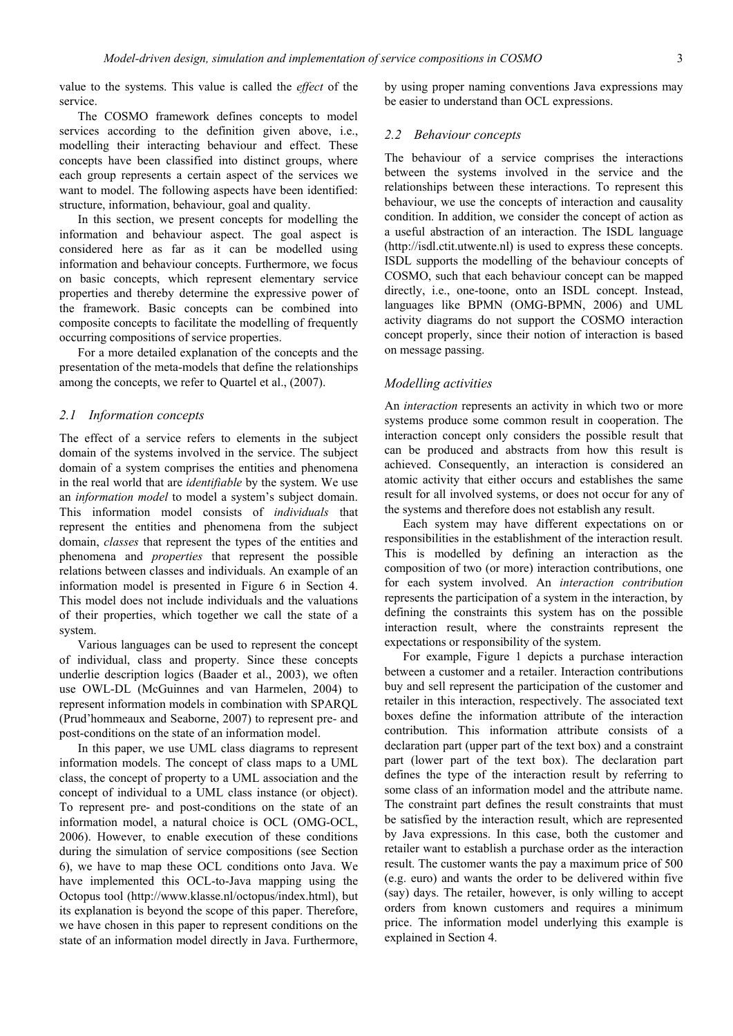value to the systems. This value is called the *effect* of the service.

The COSMO framework defines concepts to model services according to the definition given above, i.e., modelling their interacting behaviour and effect. These concepts have been classified into distinct groups, where each group represents a certain aspect of the services we want to model. The following aspects have been identified: structure, information, behaviour, goal and quality.

In this section, we present concepts for modelling the information and behaviour aspect. The goal aspect is considered here as far as it can be modelled using information and behaviour concepts. Furthermore, we focus on basic concepts, which represent elementary service properties and thereby determine the expressive power of the framework. Basic concepts can be combined into composite concepts to facilitate the modelling of frequently occurring compositions of service properties.

For a more detailed explanation of the concepts and the presentation of the meta-models that define the relationships among the concepts, we refer to Quartel et al., (2007).

## 2.1 Information concepts

The effect of a service refers to elements in the subject domain of the systems involved in the service. The subject domain of a system comprises the entities and phenomena in the real world that are *identifiable* by the system. We use an *information model* to model a system's subject domain. This information model consists of *individuals* that represent the entities and phenomena from the subject domain, *classes* that represent the types of the entities and phenomena and *properties* that represent the possible relations between classes and individuals. An example of an information model is presented in Figure 6 in Section 4. This model does not include individuals and the valuations of their properties, which together we call the state of a system.

Various languages can be used to represent the concept of individual, class and property. Since these concepts underlie description logics (Baader et al., 2003), we often use OWL-DL (McGuinnes and van Harmelen, 2004) to represent information models in combination with SPARQL (Prud'hommeaux and Seaborne, 2007) to represent pre- and post-conditions on the state of an information model.

In this paper, we use UML class diagrams to represent information models. The concept of class maps to a UML class, the concept of property to a UML association and the concept of individual to a UML class instance (or object). To represent pre- and post-conditions on the state of an information model, a natural choice is OCL (OMG-OCL, 2006). However, to enable execution of these conditions during the simulation of service compositions (see Section 6), we have to map these OCL conditions onto Java. We have implemented this OCL-to-Java mapping using the Octopus tool (http://www.klasse.nl/octopus/index.html), but its explanation is beyond the scope of this paper. Therefore, we have chosen in this paper to represent conditions on the state of an information model directly in Java. Furthermore, by using proper naming conventions Java expressions may be easier to understand than OCL expressions.

## 2.2 Behaviour concepts

The behaviour of a service comprises the interactions between the systems involved in the service and the relationships between these interactions. To represent this behaviour, we use the concepts of interaction and causality condition. In addition, we consider the concept of action as a useful abstraction of an interaction. The ISDL language (http://isdl.ctit.utwente.nl) is used to express these concepts. ISDL supports the modelling of the behaviour concepts of COSMO, such that each behaviour concept can be mapped directly, i.e., one-toone, onto an ISDL concept. Instead, languages like BPMN (OMG-BPMN, 2006) and UML activity diagrams do not support the COSMO interaction concept properly, since their notion of interaction is based on message passing.

### Modelling activities

An *interaction* represents an activity in which two or more systems produce some common result in cooperation. The interaction concept only considers the possible result that can be produced and abstracts from how this result is achieved. Consequently, an interaction is considered an atomic activity that either occurs and establishes the same result for all involved systems, or does not occur for any of the systems and therefore does not establish any result.

Each system may have different expectations on or responsibilities in the establishment of the interaction result. This is modelled by defining an interaction as the composition of two (or more) interaction contributions, one for each system involved. An *interaction contribution* represents the participation of a system in the interaction, by defining the constraints this system has on the possible interaction result, where the constraints represent the expectations or responsibility of the system.

For example, Figure 1 depicts a purchase interaction between a customer and a retailer. Interaction contributions buy and sell represent the participation of the customer and retailer in this interaction, respectively. The associated text boxes define the information attribute of the interaction contribution. This information attribute consists of a declaration part (upper part of the text box) and a constraint part (lower part of the text box). The declaration part defines the type of the interaction result by referring to some class of an information model and the attribute name. The constraint part defines the result constraints that must be satisfied by the interaction result, which are represented by Java expressions. In this case, both the customer and retailer want to establish a purchase order as the interaction result. The customer wants the pay a maximum price of 500 (e.g. euro) and wants the order to be delivered within five (say) days. The retailer, however, is only willing to accept orders from known customers and requires a minimum price. The information model underlying this example is explained in Section 4.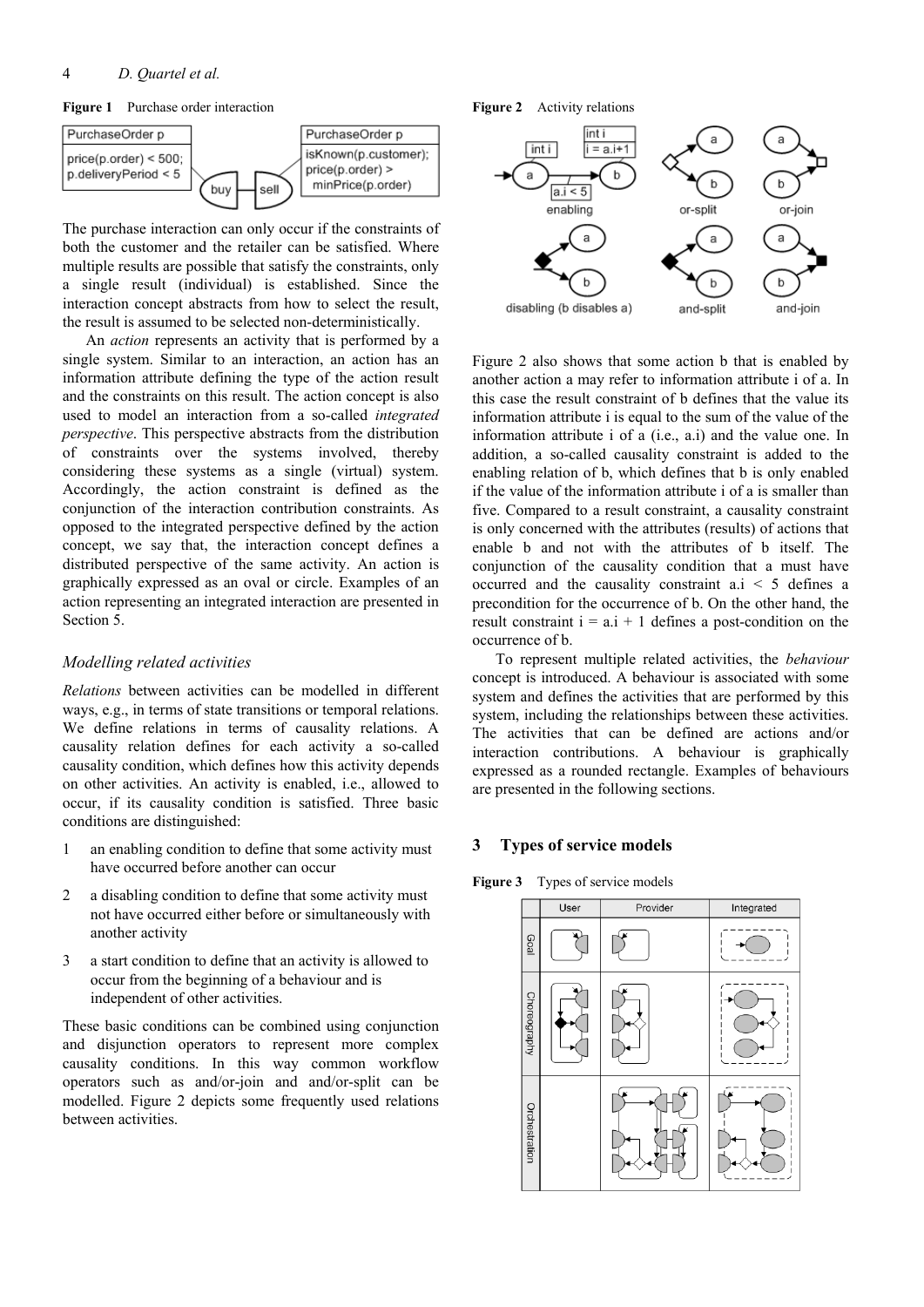**Figure 1** Purchase order interaction

PurchaseOrder p
price(p.order) < 500;
p.deliveryPeriod < 5
buy
sell
PurchaseOrder p
isKnown(p.customer);
price(p.order) >
minPrice(p.order)

The purchase interaction can only occur if the constraints of both the customer and the retailer can be satisfied. Where multiple results are possible that satisfy the constraints, only a single result (individual) is established. Since the interaction concept abstracts from how to select the result, the result is assumed to be selected non-deterministically.

An *action* represents an activity that is performed by a single system. Similar to an interaction, an action has an information attribute defining the type of the action result and the constraints on this result. The action concept is also used to model an interaction from a so-called *integrated perspective*. This perspective abstracts from the distribution of constraints over the systems involved, thereby considering these systems as a single (virtual) system. Accordingly, the action constraint is defined as the conjunction of the interaction contribution constraints. As opposed to the integrated perspective defined by the action concept, we say that, the interaction concept defines a distributed perspective of the same activity. An action is graphically expressed as an oval or circle. Examples of an action representing an integrated interaction are presented in Section 5.

### Modelling related activities

*Relations* between activities can be modelled in different ways, e.g., in terms of state transitions or temporal relations. We define relations in terms of causality relations. A causality relation defines for each activity a so-called causality condition, which defines how this activity depends on other activities. An activity is enabled, i.e., allowed to occur, if its causality condition is satisfied. Three basic conditions are distinguished:

1. an enabling condition to define that some activity must have occurred before another can occur
2. a disabling condition to define that some activity must not have occurred either before or simultaneously with another activity
3. a start condition to define that an activity is allowed to occur from the beginning of a behaviour and is independent of other activities.

These basic conditions can be combined using conjunction and disjunction operators to represent more complex causality conditions. In this way common workflow operators such as and/or-join and and/or-split can be modelled. Figure 2 depicts some frequently used relations between activities.

**Figure 2** Activity relations

int i
int i
i = a.i+1
a.i < 5
enabling
or-split
or-join
disabling (b disables a)
and-split
and-join

Figure 2 also shows that some action b that is enabled by another action a may refer to information attribute i of a. In this case the result constraint of b defines that the value its information attribute i is equal to the sum of the value of the information attribute i of a (i.e., a.i) and the value one. In addition, a so-called causality constraint is added to the enabling relation of b, which defines that b is only enabled if the value of the information attribute i of a is smaller than five. Compared to a result constraint, a causality constraint is only concerned with the attributes (results) of actions that enable b and not with the attributes of b itself. The conjunction of the causality condition that a must have occurred and the causality constraint a.i < 5 defines a precondition for the occurrence of b. On the other hand, the result constraint i = a.i + 1 defines a post-condition on the occurrence of b.

To represent multiple related activities, the *behaviour* concept is introduced. A behaviour is associated with some system and defines the activities that are performed by this system, including the relationships between these activities. The activities that can be defined are actions and/or interaction contributions. A behaviour is graphically expressed as a rounded rectangle. Examples of behaviours are presented in the following sections.

## 3 Types of service models

**Figure 3** Types of service models

User
Provider
Integrated
Goal
Choreography
Orchestration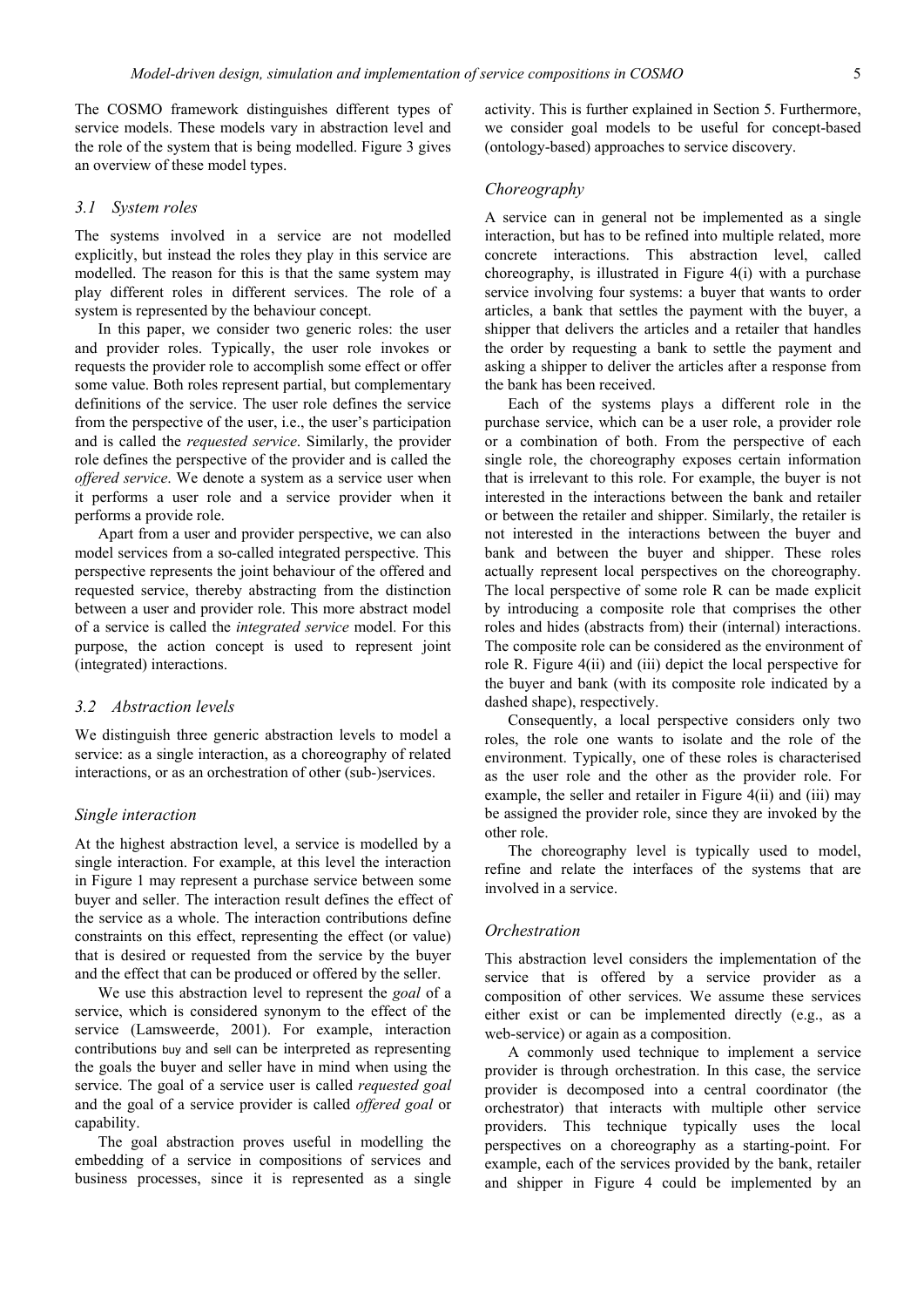The COSMO framework distinguishes different types of service models. These models vary in abstraction level and the role of the system that is being modelled. Figure 3 gives an overview of these model types.

### *3.1 System roles*

The systems involved in a service are not modelled explicitly, but instead the roles they play in this service are modelled. The reason for this is that the same system may play different roles in different services. The role of a system is represented by the behaviour concept.

In this paper, we consider two generic roles: the user and provider roles. Typically, the user role invokes or requests the provider role to accomplish some effect or offer some value. Both roles represent partial, but complementary definitions of the service. The user role defines the service from the perspective of the user, i.e., the user's participation and is called the *requested service*. Similarly, the provider role defines the perspective of the provider and is called the *offered service*. We denote a system as a service user when it performs a user role and a service provider when it performs a provide role.

Apart from a user and provider perspective, we can also model services from a so-called integrated perspective. This perspective represents the joint behaviour of the offered and requested service, thereby abstracting from the distinction between a user and provider role. This more abstract model of a service is called the *integrated service* model. For this purpose, the action concept is used to represent joint (integrated) interactions.

### *3.2 Abstraction levels*

We distinguish three generic abstraction levels to model a service: as a single interaction, as a choreography of related interactions, or as an orchestration of other (sub-)services.

#### *Single interaction*

At the highest abstraction level, a service is modelled by a single interaction. For example, at this level the interaction in Figure 1 may represent a purchase service between some buyer and seller. The interaction result defines the effect of the service as a whole. The interaction contributions define constraints on this effect, representing the effect (or value) that is desired or requested from the service by the buyer and the effect that can be produced or offered by the seller.

We use this abstraction level to represent the *goal* of a service, which is considered synonym to the effect of the service (Lamsweerde, 2001). For example, interaction contributions buy and sell can be interpreted as representing the goals the buyer and seller have in mind when using the service. The goal of a service user is called *requested goal* and the goal of a service provider is called *offered goal* or capability.

The goal abstraction proves useful in modelling the embedding of a service in compositions of services and business processes, since it is represented as a single activity. This is further explained in Section 5. Furthermore, we consider goal models to be useful for concept-based (ontology-based) approaches to service discovery.

#### *Choreography*

A service can in general not be implemented as a single interaction, but has to be refined into multiple related, more concrete interactions. This abstraction level, called choreography, is illustrated in Figure 4(i) with a purchase service involving four systems: a buyer that wants to order articles, a bank that settles the payment with the buyer, a shipper that delivers the articles and a retailer that handles the order by requesting a bank to settle the payment and asking a shipper to deliver the articles after a response from the bank has been received.

Each of the systems plays a different role in the purchase service, which can be a user role, a provider role or a combination of both. From the perspective of each single role, the choreography exposes certain information that is irrelevant to this role. For example, the buyer is not interested in the interactions between the bank and retailer or between the retailer and shipper. Similarly, the retailer is not interested in the interactions between the buyer and bank and between the buyer and shipper. These roles actually represent local perspectives on the choreography. The local perspective of some role R can be made explicit by introducing a composite role that comprises the other roles and hides (abstracts from) their (internal) interactions. The composite role can be considered as the environment of role R. Figure 4(ii) and (iii) depict the local perspective for the buyer and bank (with its composite role indicated by a dashed shape), respectively.

Consequently, a local perspective considers only two roles, the role one wants to isolate and the role of the environment. Typically, one of these roles is characterised as the user role and the other as the provider role. For example, the seller and retailer in Figure 4(ii) and (iii) may be assigned the provider role, since they are invoked by the other role.

The choreography level is typically used to model, refine and relate the interfaces of the systems that are involved in a service.

#### *Orchestration*

This abstraction level considers the implementation of the service that is offered by a service provider as a composition of other services. We assume these services either exist or can be implemented directly (e.g., as a web-service) or again as a composition.

A commonly used technique to implement a service provider is through orchestration. In this case, the service provider is decomposed into a central coordinator (the orchestrator) that interacts with multiple other service providers. This technique typically uses the local perspectives on a choreography as a starting-point. For example, each of the services provided by the bank, retailer and shipper in Figure 4 could be implemented by an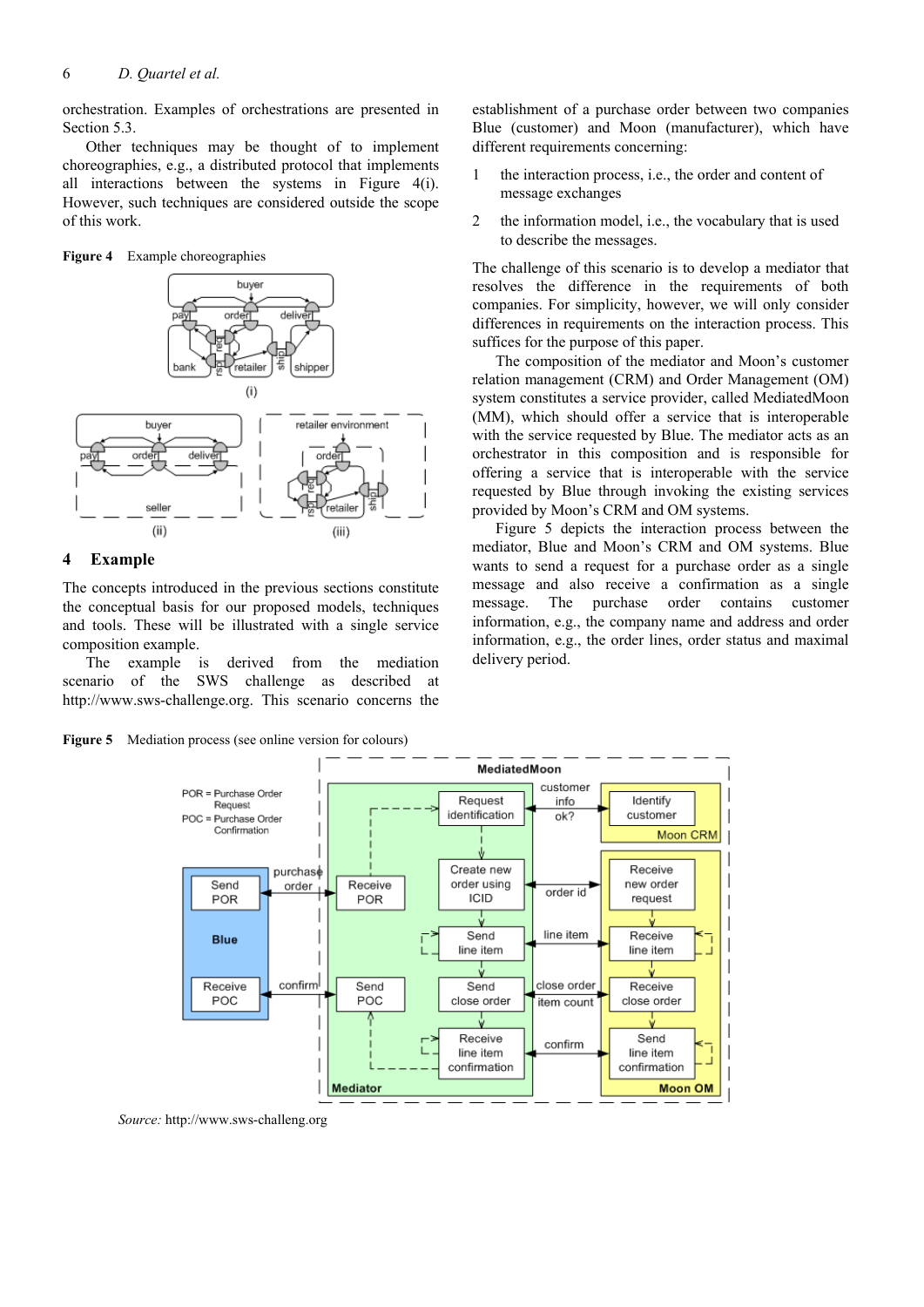orchestration. Examples of orchestrations are presented in Section 5.3.

Other techniques may be thought of to implement choreographies, e.g., a distributed protocol that implements all interactions between the systems in Figure 4(i). However, such techniques are considered outside the scope of this work.

**Figure 4** Example choreographies

## 4 Example

The concepts introduced in the previous sections constitute the conceptual basis for our proposed models, techniques and tools. These will be illustrated with a single service composition example.

The example is derived from the mediation scenario of the SWS challenge as described at http://www.sws-challenge.org. This scenario concerns the establishment of a purchase order between two companies Blue (customer) and Moon (manufacturer), which have different requirements concerning:

1. the interaction process, i.e., the order and content of message exchanges
2. the information model, i.e., the vocabulary that is used to describe the messages.

The challenge of this scenario is to develop a mediator that resolves the difference in the requirements of both companies. For simplicity, however, we will only consider differences in requirements on the interaction process. This suffices for the purpose of this paper.

The composition of the mediator and Moon's customer relation management (CRM) and Order Management (OM) system constitutes a service provider, called MediatedMoon (MM), which should offer a service that is interoperable with the service requested by Blue. The mediator acts as an orchestrator in this composition and is responsible for offering a service that is interoperable with the service requested by Blue through invoking the existing services provided by Moon's CRM and OM systems.

Figure 5 depicts the interaction process between the mediator, Blue and Moon's CRM and OM systems. Blue wants to send a request for a purchase order as a single message and also receive a confirmation as a single message. The purchase order contains customer information, e.g., the company name and address and order information, e.g., the order lines, order status and maximal delivery period.

**Figure 5** Mediation process (see online version for colours)

*Source:* http://www.sws-challeng.org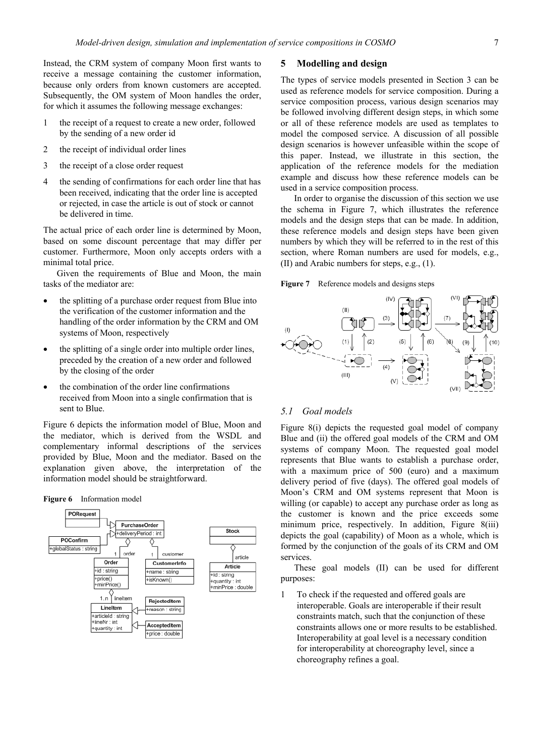Instead, the CRM system of company Moon first wants to receive a message containing the customer information, because only orders from known customers are accepted. Subsequently, the OM system of Moon handles the order, for which it assumes the following message exchanges:

1. the receipt of a request to create a new order, followed by the sending of a new order id
2. the receipt of individual order lines
3. the receipt of a close order request
4. the sending of confirmations for each order line that has been received, indicating that the order line is accepted or rejected, in case the article is out of stock or cannot be delivered in time.

The actual price of each order line is determined by Moon, based on some discount percentage that may differ per customer. Furthermore, Moon only accepts orders with a minimal total price.

Given the requirements of Blue and Moon, the main tasks of the mediator are:

- the splitting of a purchase order request from Blue into the verification of the customer information and the handling of the order information by the CRM and OM systems of Moon, respectively
- the splitting of a single order into multiple order lines, preceded by the creation of a new order and followed by the closing of the order
- the combination of the order line confirmations received from Moon into a single confirmation that is sent to Blue.

Figure 6 depicts the information model of Blue, Moon and the mediator, which is derived from the WSDL and complementary informal descriptions of the services provided by Blue, Moon and the mediator. Based on the explanation given above, the interpretation of the information model should be straightforward.

**Figure 6** Information model

## 5 Modelling and design

The types of service models presented in Section 3 can be used as reference models for service composition. During a service composition process, various design scenarios may be followed involving different design steps, in which some or all of these reference models are used as templates to model the composed service. A discussion of all possible design scenarios is however unfeasible within the scope of this paper. Instead, we illustrate in this section, the application of the reference models for the mediation example and discuss how these reference models can be used in a service composition process.

In order to organise the discussion of this section we use the schema in Figure 7, which illustrates the reference models and the design steps that can be made. In addition, these reference models and design steps have been given numbers by which they will be referred to in the rest of this section, where Roman numbers are used for models, e.g., (II) and Arabic numbers for steps, e.g., (1).

**Figure 7** Reference models and designs steps

### 5.1 Goal models

Figure 8(i) depicts the requested goal model of company Blue and (ii) the offered goal models of the CRM and OM systems of company Moon. The requested goal model represents that Blue wants to establish a purchase order, with a maximum price of 500 (euro) and a maximum delivery period of five (days). The offered goal models of Moon's CRM and OM systems represent that Moon is willing (or capable) to accept any purchase order as long as the customer is known and the price exceeds some minimum price, respectively. In addition, Figure 8(iii) depicts the goal (capability) of Moon as a whole, which is formed by the conjunction of the goals of its CRM and OM services.

These goal models (II) can be used for different purposes:

1. To check if the requested and offered goals are interoperable. Goals are interoperable if their result constraints match, such that the conjunction of these constraints allows one or more results to be established. Interoperability at goal level is a necessary condition for interoperability at choreography level, since a choreography refines a goal.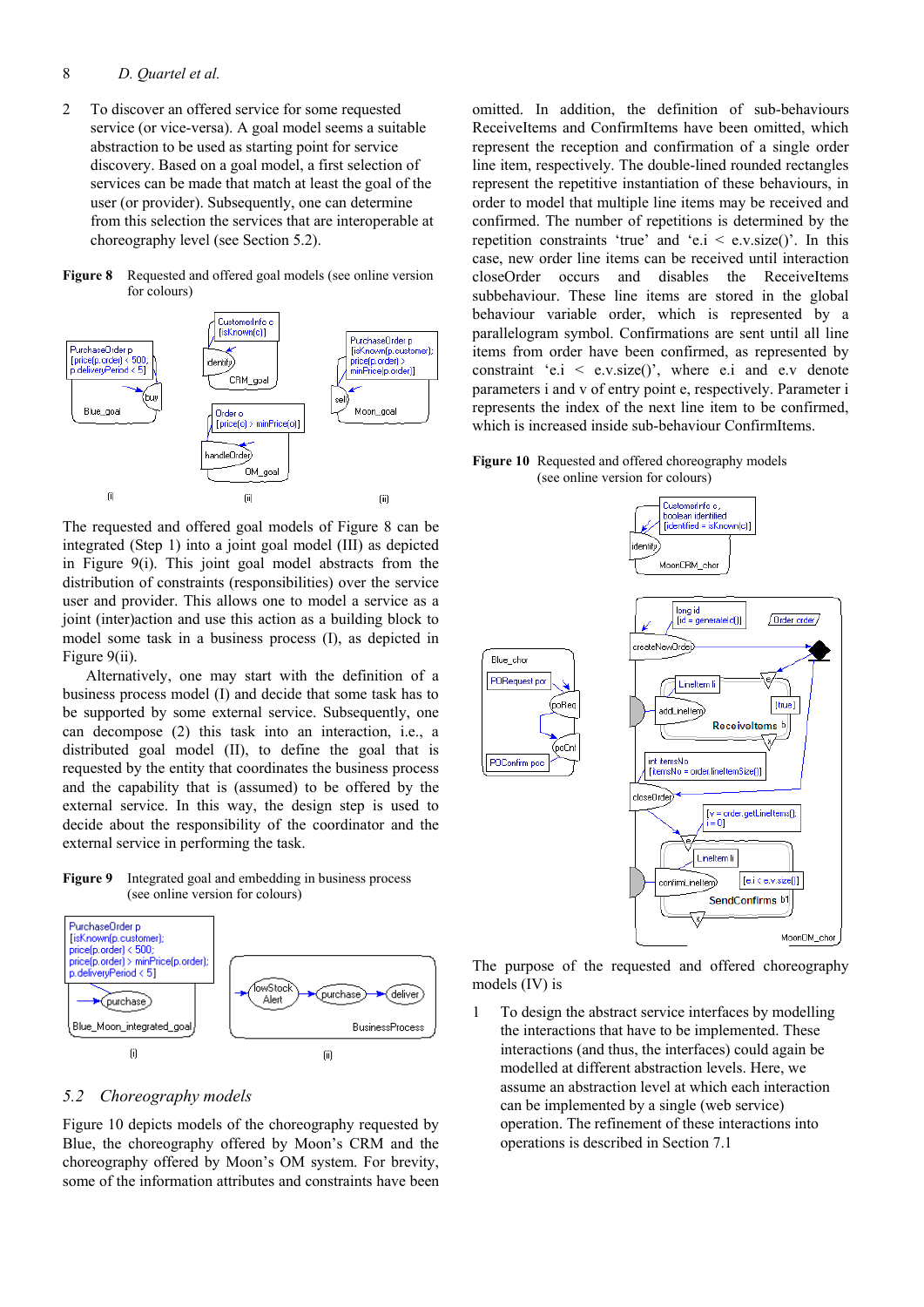2 To discover an offered service for some requested service (or vice-versa). A goal model seems a suitable abstraction to be used as starting point for service discovery. Based on a goal model, a first selection of services can be made that match at least the goal of the user (or provider). Subsequently, one can determine from this selection the services that are interoperable at choreography level (see Section 5.2).

**Figure 8** Requested and offered goal models (see online version for colours)

The requested and offered goal models of Figure 8 can be integrated (Step 1) into a joint goal model (III) as depicted in Figure 9(i). This joint goal model abstracts from the distribution of constraints (responsibilities) over the service user and provider. This allows one to model a service as a joint (inter)action and use this action as a building block to model some task in a business process (I), as depicted in Figure 9(ii).

Alternatively, one may start with the definition of a business process model (I) and decide that some task has to be supported by some external service. Subsequently, one can decompose (2) this task into an interaction, i.e., a distributed goal model (II), to define the goal that is requested by the entity that coordinates the business process and the capability that is (assumed) to be offered by the external service. In this way, the design step is used to decide about the responsibility of the coordinator and the external service in performing the task.

**Figure 9** Integrated goal and embedding in business process (see online version for colours)

## 5.2 Choreography models

Figure 10 depicts models of the choreography requested by Blue, the choreography offered by Moon's CRM and the choreography offered by Moon's OM system. For brevity, some of the information attributes and constraints have been omitted. In addition, the definition of sub-behaviours ReceiveItems and ConfirmItems have been omitted, which represent the reception and confirmation of a single order line item, respectively. The double-lined rounded rectangles represent the repetitive instantiation of these behaviours, in order to model that multiple line items may be received and confirmed. The number of repetitions is determined by the repetition constraints 'true' and 'e.i < e.v.size()'. In this case, new order line items can be received until interaction closeOrder occurs and disables the ReceiveItems subbehaviour. These line items are stored in the global behaviour variable order, which is represented by a parallelogram symbol. Confirmations are sent until all line items from order have been confirmed, as represented by constraint 'e.i < e.v.size()', where e.i and e.v denote parameters i and v of entry point e, respectively. Parameter i represents the index of the next line item to be confirmed, which is increased inside sub-behaviour ConfirmItems.

**Figure 10** Requested and offered choreography models (see online version for colours)

The purpose of the requested and offered choreography models (IV) is

1 To design the abstract service interfaces by modelling the interactions that have to be implemented. These interactions (and thus, the interfaces) could again be modelled at different abstraction levels. Here, we assume an abstraction level at which each interaction can be implemented by a single (web service) operation. The refinement of these interactions into operations is described in Section 7.1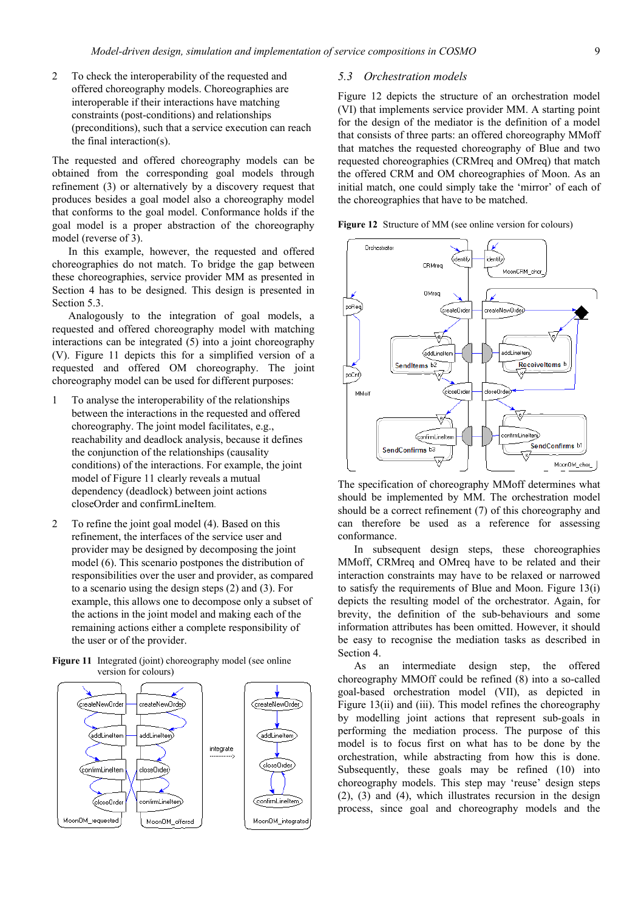2 To check the interoperability of the requested and offered choreography models. Choreographies are interoperable if their interactions have matching constraints (post-conditions) and relationships (preconditions), such that a service execution can reach the final interaction(s).

The requested and offered choreography models can be obtained from the corresponding goal models through refinement (3) or alternatively by a discovery request that produces besides a goal model also a choreography model that conforms to the goal model. Conformance holds if the goal model is a proper abstraction of the choreography model (reverse of 3).

In this example, however, the requested and offered choreographies do not match. To bridge the gap between these choreographies, service provider MM as presented in Section 4 has to be designed. This design is presented in Section 5.3.

Analogously to the integration of goal models, a requested and offered choreography model with matching interactions can be integrated (5) into a joint choreography (V). Figure 11 depicts this for a simplified version of a requested and offered OM choreography. The joint choreography model can be used for different purposes:

1 To analyse the interoperability of the relationships between the interactions in the requested and offered choreography. The joint model facilitates, e.g., reachability and deadlock analysis, because it defines the conjunction of the relationships (causality conditions) of the interactions. For example, the joint model of Figure 11 clearly reveals a mutual dependency (deadlock) between joint actions closeOrder and confirmLineItem.

2 To refine the joint goal model (4). Based on this refinement, the interfaces of the service user and provider may be designed by decomposing the joint model (6). This scenario postpones the distribution of responsibilities over the user and provider, as compared to a scenario using the design steps (2) and (3). For example, this allows one to decompose only a subset of the actions in the joint model and making each of the remaining actions either a complete responsibility of the user or of the provider.

**Figure 11** Integrated (joint) choreography model (see online version for colours)

## 5.3 *Orchestration models*

Figure 12 depicts the structure of an orchestration model (VI) that implements service provider MM. A starting point for the design of the mediator is the definition of a model that consists of three parts: an offered choreography MMoff that matches the requested choreography of Blue and two requested choreographies (CRMreq and OMreq) that match the offered CRM and OM choreographies of Moon. As an initial match, one could simply take the 'mirror' of each of the choreographies that have to be matched.

**Figure 12** Structure of MM (see online version for colours)

The specification of choreography MMoff determines what should be implemented by MM. The orchestration model should be a correct refinement (7) of this choreography and can therefore be used as a reference for assessing conformance.

In subsequent design steps, these choreographies MMoff, CRMreq and OMreq have to be related and their interaction constraints may have to be relaxed or narrowed to satisfy the requirements of Blue and Moon. Figure 13(i) depicts the resulting model of the orchestrator. Again, for brevity, the definition of the sub-behaviours and some information attributes has been omitted. However, it should be easy to recognise the mediation tasks as described in Section 4.

As an intermediate design step, the offered choreography MMOff could be refined (8) into a so-called goal-based orchestration model (VII), as depicted in Figure 13(ii) and (iii). This model refines the choreography by modelling joint actions that represent sub-goals in performing the mediation process. The purpose of this model is to focus first on what has to be done by the orchestration, while abstracting from how this is done. Subsequently, these goals may be refined (10) into choreography models. This step may 'reuse' design steps (2), (3) and (4), which illustrates recursion in the design process, since goal and choreography models and the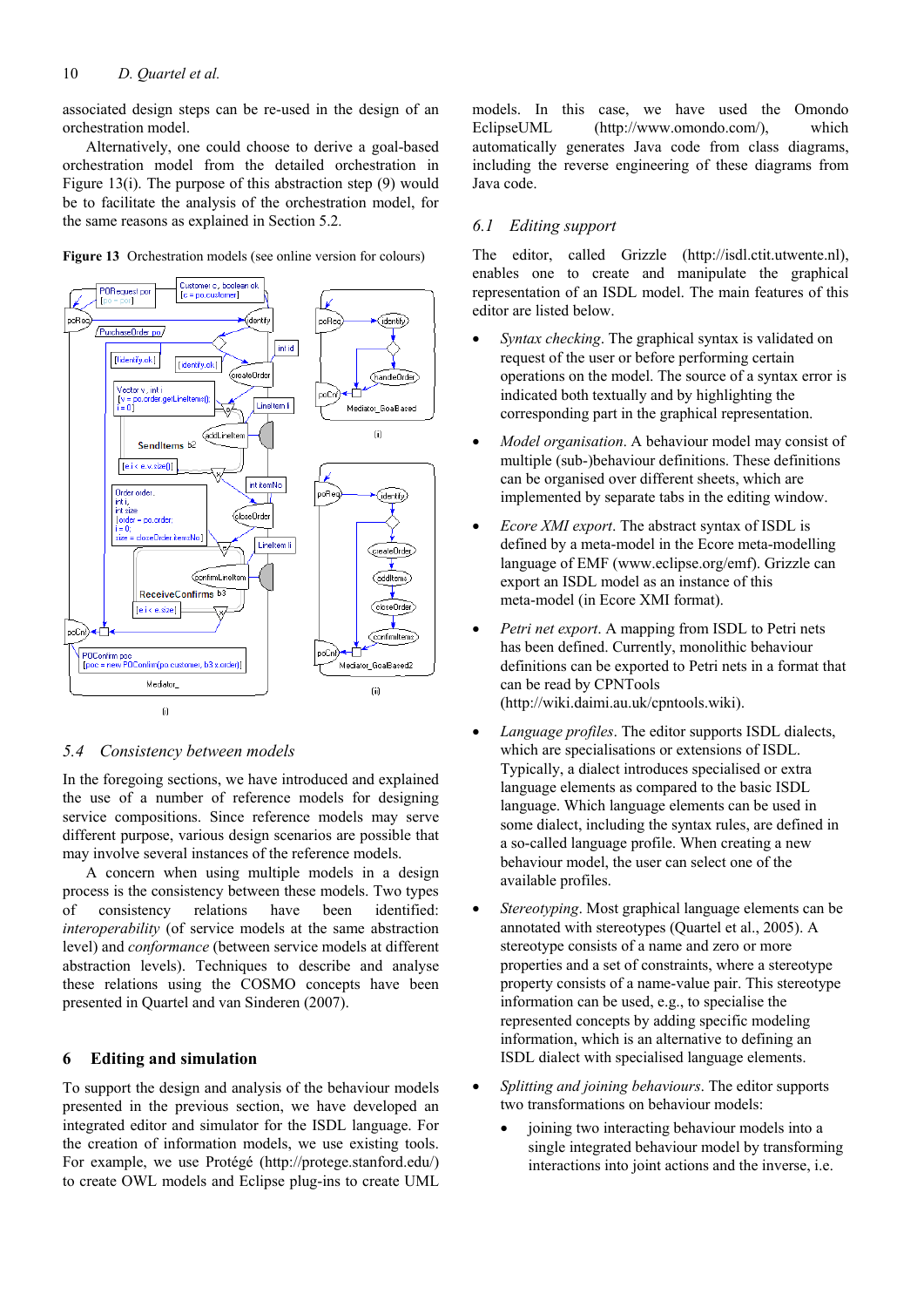associated design steps can be re-used in the design of an orchestration model.

Alternatively, one could choose to derive a goal-based orchestration model from the detailed orchestration in Figure 13(i). The purpose of this abstraction step (9) would be to facilitate the analysis of the orchestration model, for the same reasons as explained in Section 5.2.

**Figure 13** Orchestration models (see online version for colours)

### 5.4 Consistency between models

In the foregoing sections, we have introduced and explained the use of a number of reference models for designing service compositions. Since reference models may serve different purpose, various design scenarios are possible that may involve several instances of the reference models.

A concern when using multiple models in a design process is the consistency between these models. Two types of consistency relations have been identified: *interoperability* (of service models at the same abstraction level) and *conformance* (between service models at different abstraction levels). Techniques to describe and analyse these relations using the COSMO concepts have been presented in Quartel and van Sinderen (2007).

## 6 Editing and simulation

To support the design and analysis of the behaviour models presented in the previous section, we have developed an integrated editor and simulator for the ISDL language. For the creation of information models, we use existing tools. For example, we use Protégé (http://protege.stanford.edu/) to create OWL models and Eclipse plug-ins to create UML models. In this case, we have used the Omondo EclipseUML (http://www.omondo.com/), which automatically generates Java code from class diagrams, including the reverse engineering of these diagrams from Java code.

### 6.1 Editing support

The editor, called Grizzle (http://isdl.ctit.utwente.nl), enables one to create and manipulate the graphical representation of an ISDL model. The main features of this editor are listed below.

- *Syntax checking*. The graphical syntax is validated on request of the user or before performing certain operations on the model. The source of a syntax error is indicated both textually and by highlighting the corresponding part in the graphical representation.
- *Model organisation*. A behaviour model may consist of multiple (sub-)behaviour definitions. These definitions can be organised over different sheets, which are implemented by separate tabs in the editing window.
- *Ecore XMI export*. The abstract syntax of ISDL is defined by a meta-model in the Ecore meta-modelling language of EMF (www.eclipse.org/emf). Grizzle can export an ISDL model as an instance of this meta-model (in Ecore XMI format).
- *Petri net export*. A mapping from ISDL to Petri nets has been defined. Currently, monolithic behaviour definitions can be exported to Petri nets in a format that can be read by CPNTools (http://wiki.daimi.au.uk/cpntools.wiki).
- *Language profiles*. The editor supports ISDL dialects, which are specialisations or extensions of ISDL. Typically, a dialect introduces specialised or extra language elements as compared to the basic ISDL language. Which language elements can be used in some dialect, including the syntax rules, are defined in a so-called language profile. When creating a new behaviour model, the user can select one of the available profiles.
- *Stereotyping*. Most graphical language elements can be annotated with stereotypes (Quartel et al., 2005). A stereotype consists of a name and zero or more properties and a set of constraints, where a stereotype property consists of a name-value pair. This stereotype information can be used, e.g., to specialise the represented concepts by adding specific modeling information, which is an alternative to defining an ISDL dialect with specialised language elements.
- *Splitting and joining behaviours*. The editor supports two transformations on behaviour models:
  - joining two interacting behaviour models into a single integrated behaviour model by transforming interactions into joint actions and the inverse, i.e.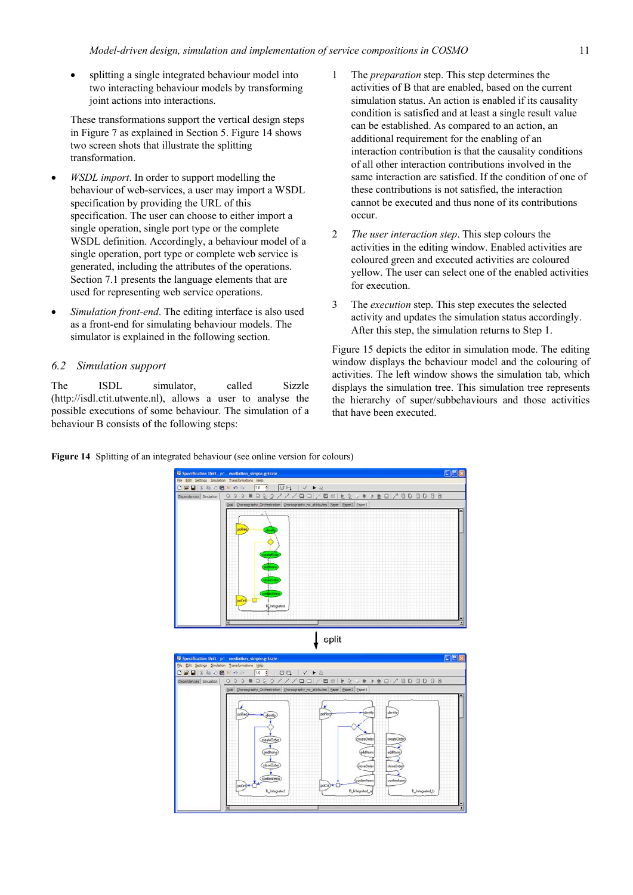- splitting a single integrated behaviour model into two interacting behaviour models by transforming joint actions into interactions.

  These transformations support the vertical design steps in Figure 7 as explained in Section 5. Figure 14 shows two screen shots that illustrate the splitting transformation.

- *WSDL import*. In order to support modelling the behaviour of web-services, a user may import a WSDL specification by providing the URL of this specification. The user can choose to either import a single operation, single port type or the complete WSDL definition. Accordingly, a behaviour model of a single operation, port type or complete web service is generated, including the attributes of the operations. Section 7.1 presents the language elements that are used for representing web service operations.
- *Simulation front-end*. The editing interface is also used as a front-end for simulating behaviour models. The simulator is explained in the following section.

### 6.2 Simulation support

The ISDL simulator, called Sizzle (http://isdl.ctit.utwente.nl), allows a user to analyse the possible executions of some behaviour. The simulation of a behaviour B consists of the following steps:

1. The *preparation* step. This step determines the activities of B that are enabled, based on the current simulation status. An action is enabled if its causality condition is satisfied and at least a single result value can be established. As compared to an action, an additional requirement for the enabling of an interaction contribution is that the causality conditions of all other interaction contributions involved in the same interaction are satisfied. If the condition of one of these contributions is not satisfied, the interaction cannot be executed and thus none of its contributions occur.
2. *The user interaction step*. This step colours the activities in the editing window. Enabled activities are coloured green and executed activities are coloured yellow. The user can select one of the enabled activities for execution.
3. The *execution* step. This step executes the selected activity and updates the simulation status accordingly. After this step, the simulation returns to Step 1.

Figure 15 depicts the editor in simulation mode. The editing window displays the behaviour model and the colouring of activities. The left window shows the simulation tab, which displays the simulation tree. This simulation tree represents the hierarchy of super/subbehaviours and those activities that have been executed.

**Figure 14** Splitting of an integrated behaviour (see online version for colours)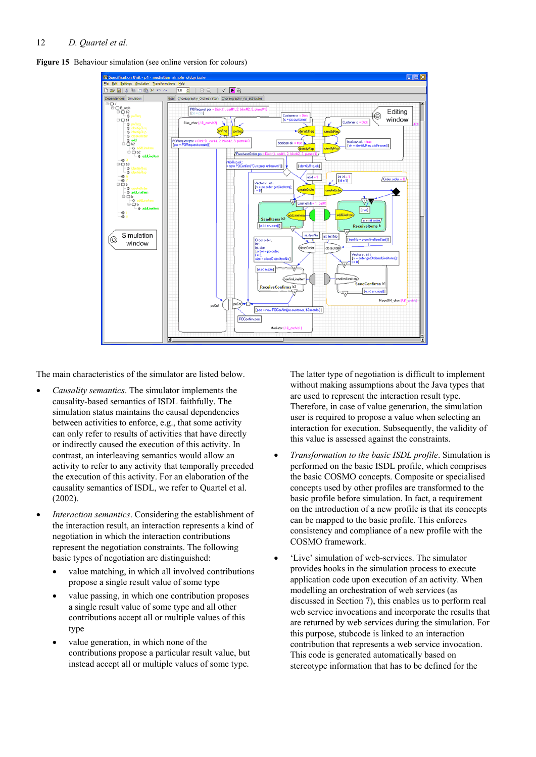**Figure 15** Behaviour simulation (see online version for colours)

The main characteristics of the simulator are listed below.

- *Causality semantics*. The simulator implements the causality-based semantics of ISDL faithfully. The simulation status maintains the causal dependencies between activities to enforce, e.g., that some activity can only refer to results of activities that have directly or indirectly caused the execution of this activity. In contrast, an interleaving semantics would allow an activity to refer to any activity that temporally preceded the execution of this activity. For an elaboration of the causality semantics of ISDL, we refer to Quartel et al. (2002).
- *Interaction semantics*. Considering the establishment of the interaction result, an interaction represents a kind of negotiation in which the interaction contributions represent the negotiation constraints. The following basic types of negotiation are distinguished:
    - value matching, in which all involved contributions propose a single result value of some type
    - value passing, in which one contribution proposes a single result value of some type and all other contributions accept all or multiple values of this type
    - value generation, in which none of the contributions propose a particular result value, but instead accept all or multiple values of some type.

  The latter type of negotiation is difficult to implement without making assumptions about the Java types that are used to represent the interaction result type. Therefore, in case of value generation, the simulation user is required to propose a value when selecting an interaction for execution. Subsequently, the validity of this value is assessed against the constraints.
- *Transformation to the basic ISDL profile*. Simulation is performed on the basic ISDL profile, which comprises the basic COSMO concepts. Composite or specialised concepts used by other profiles are transformed to the basic profile before simulation. In fact, a requirement on the introduction of a new profile is that its concepts can be mapped to the basic profile. This enforces consistency and compliance of a new profile with the COSMO framework.
- 'Live' simulation of web-services. The simulator provides hooks in the simulation process to execute application code upon execution of an activity. When modelling an orchestration of web services (as discussed in Section 7), this enables us to perform real web service invocations and incorporate the results that are returned by web services during the simulation. For this purpose, stubcode is linked to an interaction contribution that represents a web service invocation. This code is generated automatically based on stereotype information that has to be defined for the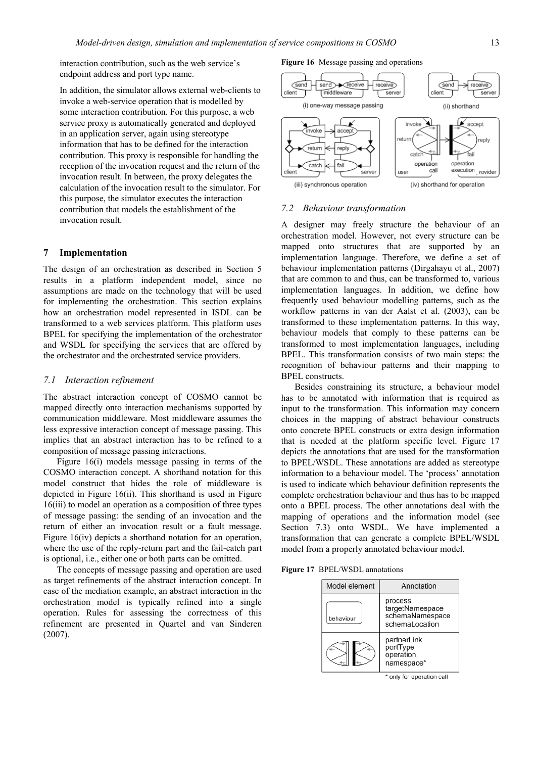interaction contribution, such as the web service's endpoint address and port type name.

In addition, the simulator allows external web-clients to invoke a web-service operation that is modelled by some interaction contribution. For this purpose, a web service proxy is automatically generated and deployed in an application server, again using stereotype information that has to be defined for the interaction contribution. This proxy is responsible for handling the reception of the invocation request and the return of the invocation result. In between, the proxy delegates the calculation of the invocation result to the simulator. For this purpose, the simulator executes the interaction contribution that models the establishment of the invocation result.

## 7 Implementation

The design of an orchestration as described in Section 5 results in a platform independent model, since no assumptions are made on the technology that will be used for implementing the orchestration. This section explains how an orchestration model represented in ISDL can be transformed to a web services platform. This platform uses BPEL for specifying the implementation of the orchestrator and WSDL for specifying the services that are offered by the orchestrator and the orchestrated service providers.

### 7.1 Interaction refinement

The abstract interaction concept of COSMO cannot be mapped directly onto interaction mechanisms supported by communication middleware. Most middleware assumes the less expressive interaction concept of message passing. This implies that an abstract interaction has to be refined to a composition of message passing interactions.

Figure 16(i) models message passing in terms of the COSMO interaction concept. A shorthand notation for this model construct that hides the role of middleware is depicted in Figure 16(ii). This shorthand is used in Figure 16(iii) to model an operation as a composition of three types of message passing: the sending of an invocation and the return of either an invocation result or a fault message. Figure 16(iv) depicts a shorthand notation for an operation, where the use of the reply-return part and the fail-catch part is optional, i.e., either one or both parts can be omitted.

The concepts of message passing and operation are used as target refinements of the abstract interaction concept. In case of the mediation example, an abstract interaction in the orchestration model is typically refined into a single operation. Rules for assessing the correctness of this refinement are presented in Quartel and van Sinderen (2007).

**Figure 16** Message passing and operations

### 7.2 Behaviour transformation

A designer may freely structure the behaviour of an orchestration model. However, not every structure can be mapped onto structures that are supported by an implementation language. Therefore, we define a set of behaviour implementation patterns (Dirgahayu et al., 2007) that are common to and thus, can be transformed to, various implementation languages. In addition, we define how frequently used behaviour modelling patterns, such as the workflow patterns in van der Aalst et al. (2003), can be transformed to these implementation patterns. In this way, behaviour models that comply to these patterns can be transformed to most implementation languages, including BPEL. This transformation consists of two main steps: the recognition of behaviour patterns and their mapping to BPEL constructs.

Besides constraining its structure, a behaviour model has to be annotated with information that is required as input to the transformation. This information may concern choices in the mapping of abstract behaviour constructs onto concrete BPEL constructs or extra design information that is needed at the platform specific level. Figure 17 depicts the annotations that are used for the transformation to BPEL/WSDL. These annotations are added as stereotype information to a behaviour model. The 'process' annotation is used to indicate which behaviour definition represents the complete orchestration behaviour and thus has to be mapped onto a BPEL process. The other annotations deal with the mapping of operations and the information model (see Section 7.3) onto WSDL. We have implemented a transformation that can generate a complete BPEL/WSDL model from a properly annotated behaviour model.

**Figure 17** BPEL/WSDL annotations

| Model element | Annotation |
|---|---|
| behaviour | process<br>targetNamespace<br>schemaNamespace<br>schemaLocation |
| (operation) | partnerLink<br>portType<br>operation<br>namespace* |

\* only for operation call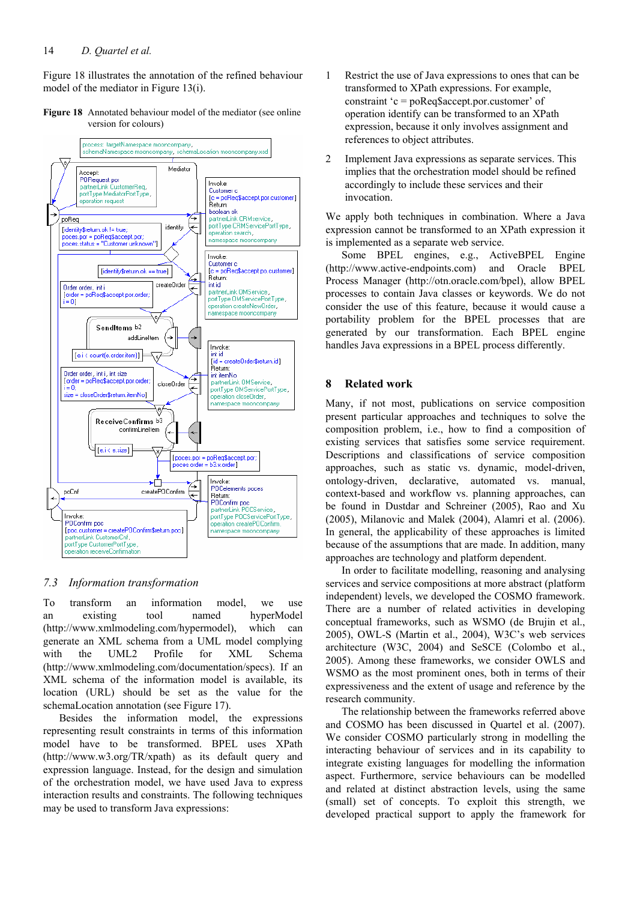Figure 18 illustrates the annotation of the refined behaviour model of the mediator in Figure 13(i).

**Figure 18** Annotated behaviour model of the mediator (see online version for colours)

## 7.3 Information transformation

To transform an information model, we use an existing tool named hyperModel (http://www.xmlmodeling.com/hypermodel), which can generate an XML schema from a UML model complying with the UML2 Profile for XML Schema (http://www.xmlmodeling.com/documentation/specs). If an XML schema of the information model is available, its location (URL) should be set as the value for the schemaLocation annotation (see Figure 17).

Besides the information model, the expressions representing result constraints in terms of this information model have to be transformed. BPEL uses XPath (http://www.w3.org/TR/xpath) as its default query and expression language. Instead, for the design and simulation of the orchestration model, we have used Java to express interaction results and constraints. The following techniques may be used to transform Java expressions:

1. Restrict the use of Java expressions to ones that can be transformed to XPath expressions. For example, constraint 'c = poReq$accept.por.customer' of operation identify can be transformed to an XPath expression, because it only involves assignment and references to object attributes.
2. Implement Java expressions as separate services. This implies that the orchestration model should be refined accordingly to include these services and their invocation.

We apply both techniques in combination. Where a Java expression cannot be transformed to an XPath expression it is implemented as a separate web service.

Some BPEL engines, e.g., ActiveBPEL Engine (http://www.active-endpoints.com) and Oracle BPEL Process Manager (http://otn.oracle.com/bpel), allow BPEL processes to contain Java classes or keywords. We do not consider the use of this feature, because it would cause a portability problem for the BPEL processes that are generated by our transformation. Each BPEL engine handles Java expressions in a BPEL process differently.

# 8 Related work

Many, if not most, publications on service composition present particular approaches and techniques to solve the composition problem, i.e., how to find a composition of existing services that satisfies some service requirement. Descriptions and classifications of service composition approaches, such as static vs. dynamic, model-driven, ontology-driven, declarative, automated vs. manual, context-based and workflow vs. planning approaches, can be found in Dustdar and Schreiner (2005), Rao and Xu (2005), Milanovic and Malek (2004), Alamri et al. (2006). In general, the applicability of these approaches is limited because of the assumptions that are made. In addition, many approaches are technology and platform dependent.

In order to facilitate modelling, reasoning and analysing services and service compositions at more abstract (platform independent) levels, we developed the COSMO framework. There are a number of related activities in developing conceptual frameworks, such as WSMO (de Brujin et al., 2005), OWL-S (Martin et al., 2004), W3C's web services architecture (W3C, 2004) and SeSCE (Colombo et al., 2005). Among these frameworks, we consider OWLS and WSMO as the most prominent ones, both in terms of their expressiveness and the extent of usage and reference by the research community.

The relationship between the frameworks referred above and COSMO has been discussed in Quartel et al. (2007). We consider COSMO particularly strong in modelling the interacting behaviour of services and in its capability to integrate existing languages for modelling the information aspect. Furthermore, service behaviours can be modelled and related at distinct abstraction levels, using the same (small) set of concepts. To exploit this strength, we developed practical support to apply the framework for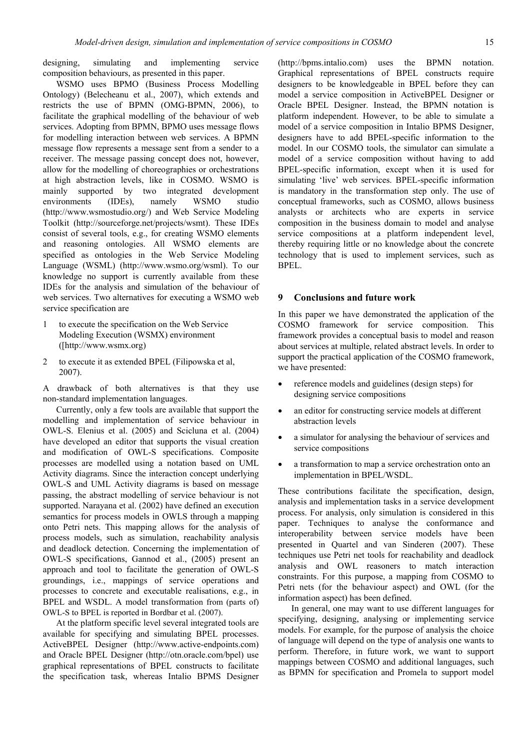designing, simulating and implementing service composition behaviours, as presented in this paper.

WSMO uses BPMO (Business Process Modelling Ontology) (Belecheanu et al., 2007), which extends and restricts the use of BPMN (OMG-BPMN, 2006), to facilitate the graphical modelling of the behaviour of web services. Adopting from BPMN, BPMO uses message flows for modelling interaction between web services. A BPMN message flow represents a message sent from a sender to a receiver. The message passing concept does not, however, allow for the modelling of choreographies or orchestrations at high abstraction levels, like in COSMO. WSMO is mainly supported by two integrated development environments (IDEs), namely WSMO studio (http://www.wsmostudio.org/) and Web Service Modeling Toolkit (http://sourceforge.net/projects/wsmt). These IDEs consist of several tools, e.g., for creating WSMO elements and reasoning ontologies. All WSMO elements are specified as ontologies in the Web Service Modeling Language (WSML) (http://www.wsmo.org/wsml). To our knowledge no support is currently available from these IDEs for the analysis and simulation of the behaviour of web services. Two alternatives for executing a WSMO web service specification are

1. to execute the specification on the Web Service Modeling Execution (WSMX) environment ([http://www.wsmx.org)
2. to execute it as extended BPEL (Filipowska et al, 2007).

A drawback of both alternatives is that they use non-standard implementation languages.

Currently, only a few tools are available that support the modelling and implementation of service behaviour in OWL-S. Elenius et al. (2005) and Scicluna et al. (2004) have developed an editor that supports the visual creation and modification of OWL-S specifications. Composite processes are modelled using a notation based on UML Activity diagrams. Since the interaction concept underlying OWL-S and UML Activity diagrams is based on message passing, the abstract modelling of service behaviour is not supported. Narayana et al. (2002) have defined an execution semantics for process models in OWLS through a mapping onto Petri nets. This mapping allows for the analysis of process models, such as simulation, reachability analysis and deadlock detection. Concerning the implementation of OWL-S specifications, Gannod et al., (2005) present an approach and tool to facilitate the generation of OWL-S groundings, i.e., mappings of service operations and processes to concrete and executable realisations, e.g., in BPEL and WSDL. A model transformation from (parts of) OWL-S to BPEL is reported in Bordbar et al. (2007).

At the platform specific level several integrated tools are available for specifying and simulating BPEL processes. ActiveBPEL Designer (http://www.active-endpoints.com) and Oracle BPEL Designer (http://otn.oracle.com/bpel) use graphical representations of BPEL constructs to facilitate the specification task, whereas Intalio BPMS Designer (http://bpms.intalio.com) uses the BPMN notation. Graphical representations of BPEL constructs require designers to be knowledgeable in BPEL before they can model a service composition in ActiveBPEL Designer or Oracle BPEL Designer. Instead, the BPMN notation is platform independent. However, to be able to simulate a model of a service composition in Intalio BPMS Designer, designers have to add BPEL-specific information to the model. In our COSMO tools, the simulator can simulate a model of a service composition without having to add BPEL-specific information, except when it is used for simulating 'live' web services. BPEL-specific information is mandatory in the transformation step only. The use of conceptual frameworks, such as COSMO, allows business analysts or architects who are experts in service composition in the business domain to model and analyse service compositions at a platform independent level, thereby requiring little or no knowledge about the concrete technology that is used to implement services, such as BPEL.

## 9 Conclusions and future work

In this paper we have demonstrated the application of the COSMO framework for service composition. This framework provides a conceptual basis to model and reason about services at multiple, related abstract levels. In order to support the practical application of the COSMO framework, we have presented:

- reference models and guidelines (design steps) for designing service compositions
- an editor for constructing service models at different abstraction levels
- a simulator for analysing the behaviour of services and service compositions
- a transformation to map a service orchestration onto an implementation in BPEL/WSDL.

These contributions facilitate the specification, design, analysis and implementation tasks in a service development process. For analysis, only simulation is considered in this paper. Techniques to analyse the conformance and interoperability between service models have been presented in Quartel and van Sinderen (2007). These techniques use Petri net tools for reachability and deadlock analysis and OWL reasoners to match interaction constraints. For this purpose, a mapping from COSMO to Petri nets (for the behaviour aspect) and OWL (for the information aspect) has been defined.

In general, one may want to use different languages for specifying, designing, analysing or implementing service models. For example, for the purpose of analysis the choice of language will depend on the type of analysis one wants to perform. Therefore, in future work, we want to support mappings between COSMO and additional languages, such as BPMN for specification and Promela to support model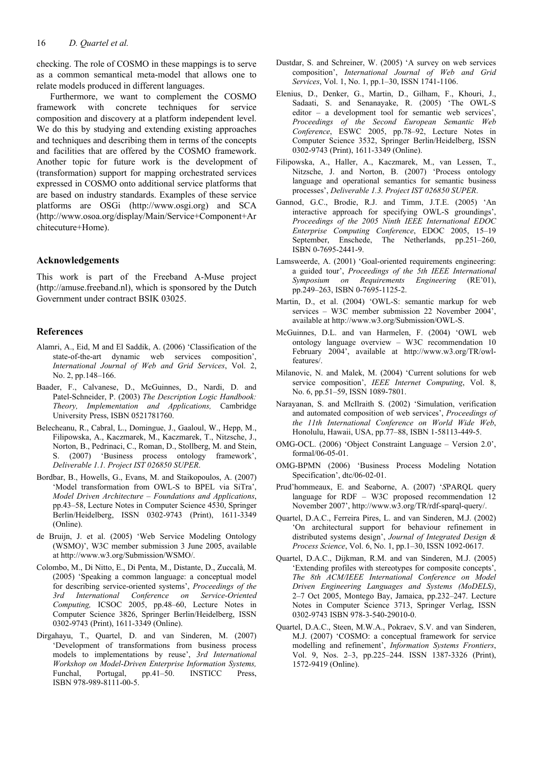checking. The role of COSMO in these mappings is to serve as a common semantical meta-model that allows one to relate models produced in different languages.

Furthermore, we want to complement the COSMO framework with concrete techniques for service composition and discovery at a platform independent level. We do this by studying and extending existing approaches and techniques and describing them in terms of the concepts and facilities that are offered by the COSMO framework. Another topic for future work is the development of (transformation) support for mapping orchestrated services expressed in COSMO onto additional service platforms that are based on industry standards. Examples of these service platforms are OSGi (http://www.osgi.org) and SCA (http://www.osoa.org/display/Main/Service+Component+Architecuture+Home).

## Acknowledgements

This work is part of the Freeband A-Muse project (http://amuse.freeband.nl), which is sponsored by the Dutch Government under contract BSIK 03025.

## References

Alamri, A., Eid, M and El Saddik, A. (2006) 'Classification of the state-of-the-art dynamic web services composition', *International Journal of Web and Grid Services*, Vol. 2, No. 2, pp.148–166.

Baader, F., Calvanese, D., McGuinnes, D., Nardi, D. and Patel-Schneider, P. (2003) *The Description Logic Handbook: Theory, Implementation and Applications,* Cambridge University Press, ISBN 0521781760.

Belecheanu, R., Cabral, L., Domingue, J., Gaaloul, W., Hepp, M., Filipowska, A., Kaczmarek, M., Kaczmarek, T., Nitzsche, J., Norton, B., Pedrinaci, C., Roman, D., Stollberg, M. and Stein, S. (2007) 'Business process ontology framework', *Deliverable 1.1. Project IST 026850 SUPER*.

Bordbar, B., Howells, G., Evans, M. and Staikopoulos, A. (2007) 'Model transformation from OWL-S to BPEL via SiTra', *Model Driven Architecture – Foundations and Applications*, pp.43–58, Lecture Notes in Computer Science 4530, Springer Berlin/Heidelberg, ISSN 0302-9743 (Print), 1611-3349 (Online).

de Bruijn, J. et al. (2005) 'Web Service Modeling Ontology (WSMO)', W3C member submission 3 June 2005, available at http://www.w3.org/Submission/WSMO/.

Colombo, M., Di Nitto, E., Di Penta, M., Distante, D., Zuccalà, M. (2005) 'Speaking a common language: a conceptual model for describing service-oriented systems', *Proceedings of the 3rd International Conference on Service-Oriented Computing,* ICSOC 2005, pp.48–60, Lecture Notes in Computer Science 3826, Springer Berlin/Heidelberg, ISSN 0302-9743 (Print), 1611-3349 (Online).

Dirgahayu, T., Quartel, D. and van Sinderen, M. (2007) 'Development of transformations from business process models to implementations by reuse', *3rd International Workshop on Model-Driven Enterprise Information Systems,* Funchal, Portugal, pp.41–50. INSTICC Press, ISBN 978-989-8111-00-5.

Dustdar, S. and Schreiner, W. (2005) 'A survey on web services composition', *International Journal of Web and Grid Services*, Vol. 1, No. 1, pp.1–30, ISSN 1741-1106.

Elenius, D., Denker, G., Martin, D., Gilham, F., Khouri, J., Sadaati, S. and Senanayake, R. (2005) 'The OWL-S editor – a development tool for semantic web services', *Proceedings of the Second European Semantic Web Conference*, ESWC 2005, pp.78–92, Lecture Notes in Computer Science 3532, Springer Berlin/Heidelberg, ISSN 0302-9743 (Print), 1611-3349 (Online).

Filipowska, A., Haller, A., Kaczmarek, M., van Lessen, T., Nitzsche, J. and Norton, B. (2007) 'Process ontology language and operational semantics for semantic business processes', *Deliverable 1.3. Project IST 026850 SUPER*.

Gannod, G.C., Brodie, R.J. and Timm, J.T.E. (2005) 'An interactive approach for specifying OWL-S groundings', *Proceedings of the 2005 Ninth IEEE International EDOC Enterprise Computing Conference*, EDOC 2005, 15–19 September, Enschede, The Netherlands, pp.251–260, ISBN 0-7695-2441-9.

Lamsweerde, A. (2001) 'Goal-oriented requirements engineering: a guided tour', *Proceedings of the 5th IEEE International Symposium on Requirements Engineering* (RE'01), pp.249–263, ISBN 0-7695-1125-2.

Martin, D., et al. (2004) 'OWL-S: semantic markup for web services – W3C member submission 22 November 2004', available at http://www.w3.org/Submission/OWL-S.

McGuinnes, D.L. and van Harmelen, F. (2004) 'OWL web ontology language overview – W3C recommendation 10 February 2004', available at http://www.w3.org/TR/owl-features/.

Milanovic, N. and Malek, M. (2004) 'Current solutions for web service composition', *IEEE Internet Computing*, Vol. 8, No. 6, pp.51–59, ISSN 1089-7801.

Narayanan, S. and McIlraith S. (2002) 'Simulation, verification and automated composition of web services', *Proceedings of the 11th International Conference on World Wide Web*, Honolulu, Hawaii, USA, pp.77–88, ISBN 1-58113-449-5.

OMG-OCL. (2006) 'Object Constraint Language – Version 2.0', formal/06-05-01.

OMG-BPMN (2006) 'Business Process Modeling Notation Specification', dtc/06-02-01.

Prud'hommeaux, E. and Seaborne, A. (2007) '*S*PARQL query language for RDF – W3C proposed recommendation 12 November 2007', http://www.w3.org/TR/rdf-sparql-query/.

Quartel, D.A.C., Ferreira Pires, L. and van Sinderen, M.J. (2002) 'On architectural support for behaviour refinement in distributed systems design', *Journal of Integrated Design & Process Science*, Vol. 6, No. 1, pp.1–30, ISSN 1092-0617.

Quartel, D.A.C., Dijkman, R.M. and van Sinderen, M.J. (2005) 'Extending profiles with stereotypes for composite concepts', *The 8th ACM/IEEE International Conference on Model Driven Engineering Languages and Systems (MoDELS)*, 2–7 Oct 2005, Montego Bay, Jamaica, pp.232–247. Lecture Notes in Computer Science 3713, Springer Verlag, ISSN 0302-9743 ISBN 978-3-540-29010-0.

Quartel, D.A.C., Steen, M.W.A., Pokraev, S.V. and van Sinderen, M.J. (2007) 'COSMO: a conceptual framework for service modelling and refinement', *Information Systems Frontiers*, Vol. 9, Nos. 2–3, pp.225–244. ISSN 1387-3326 (Print), 1572-9419 (Online).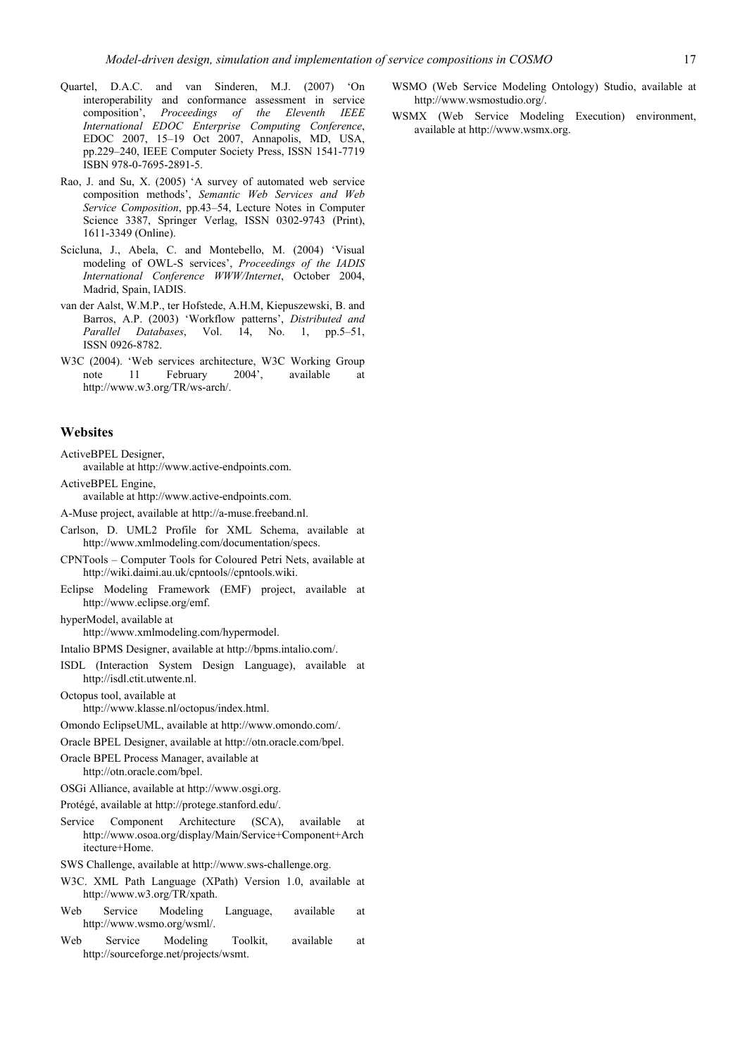Quartel, D.A.C. and van Sinderen, M.J. (2007) 'On interoperability and conformance assessment in service composition', *Proceedings of the Eleventh IEEE International EDOC Enterprise Computing Conference*, EDOC 2007, 15–19 Oct 2007, Annapolis, MD, USA, pp.229–240, IEEE Computer Society Press, ISSN 1541-7719 ISBN 978-0-7695-2891-5.

Rao, J. and Su, X. (2005) 'A survey of automated web service composition methods', *Semantic Web Services and Web Service Composition*, pp.43–54, Lecture Notes in Computer Science 3387, Springer Verlag, ISSN 0302-9743 (Print), 1611-3349 (Online).

Scicluna, J., Abela, C. and Montebello, M. (2004) 'Visual modeling of OWL-S services', *Proceedings of the IADIS International Conference WWW/Internet*, October 2004, Madrid, Spain, IADIS.

van der Aalst, W.M.P., ter Hofstede, A.H.M, Kiepuszewski, B. and Barros, A.P. (2003) 'Workflow patterns', *Distributed and Parallel Databases*, Vol. 14, No. 1, pp.5–51, ISSN 0926-8782.

W3C (2004). 'Web services architecture, W3C Working Group note 11 February 2004', available at http://www.w3.org/TR/ws-arch/.

## Websites

ActiveBPEL Designer, available at http://www.active-endpoints.com.

ActiveBPEL Engine, available at http://www.active-endpoints.com.

A-Muse project, available at http://a-muse.freeband.nl.

Carlson, D. UML2 Profile for XML Schema, available at http://www.xmlmodeling.com/documentation/specs.

CPNTools – Computer Tools for Coloured Petri Nets, available at http://wiki.daimi.au.uk/cpntools//cpntools.wiki.

Eclipse Modeling Framework (EMF) project, available at http://www.eclipse.org/emf.

hyperModel, available at http://www.xmlmodeling.com/hypermodel.

Intalio BPMS Designer, available at http://bpms.intalio.com/.

ISDL (Interaction System Design Language), available at http://isdl.ctit.utwente.nl.

Octopus tool, available at http://www.klasse.nl/octopus/index.html.

Omondo EclipseUML, available at http://www.omondo.com/.

Oracle BPEL Designer, available at http://otn.oracle.com/bpel.

Oracle BPEL Process Manager, available at http://otn.oracle.com/bpel.

OSGi Alliance, available at http://www.osgi.org.

Protégé, available at http://protege.stanford.edu/.

Service Component Architecture (SCA), available at http://www.osoa.org/display/Main/Service+Component+Architecture+Home.

SWS Challenge, available at http://www.sws-challenge.org.

W3C. XML Path Language (XPath) Version 1.0, available at http://www.w3.org/TR/xpath.

Web Service Modeling Language, available at http://www.wsmo.org/wsml/.

Web Service Modeling Toolkit, available at http://sourceforge.net/projects/wsmt.

WSMO (Web Service Modeling Ontology) Studio, available at http://www.wsmostudio.org/.

WSMX (Web Service Modeling Execution) environment, available at http://www.wsmx.org.